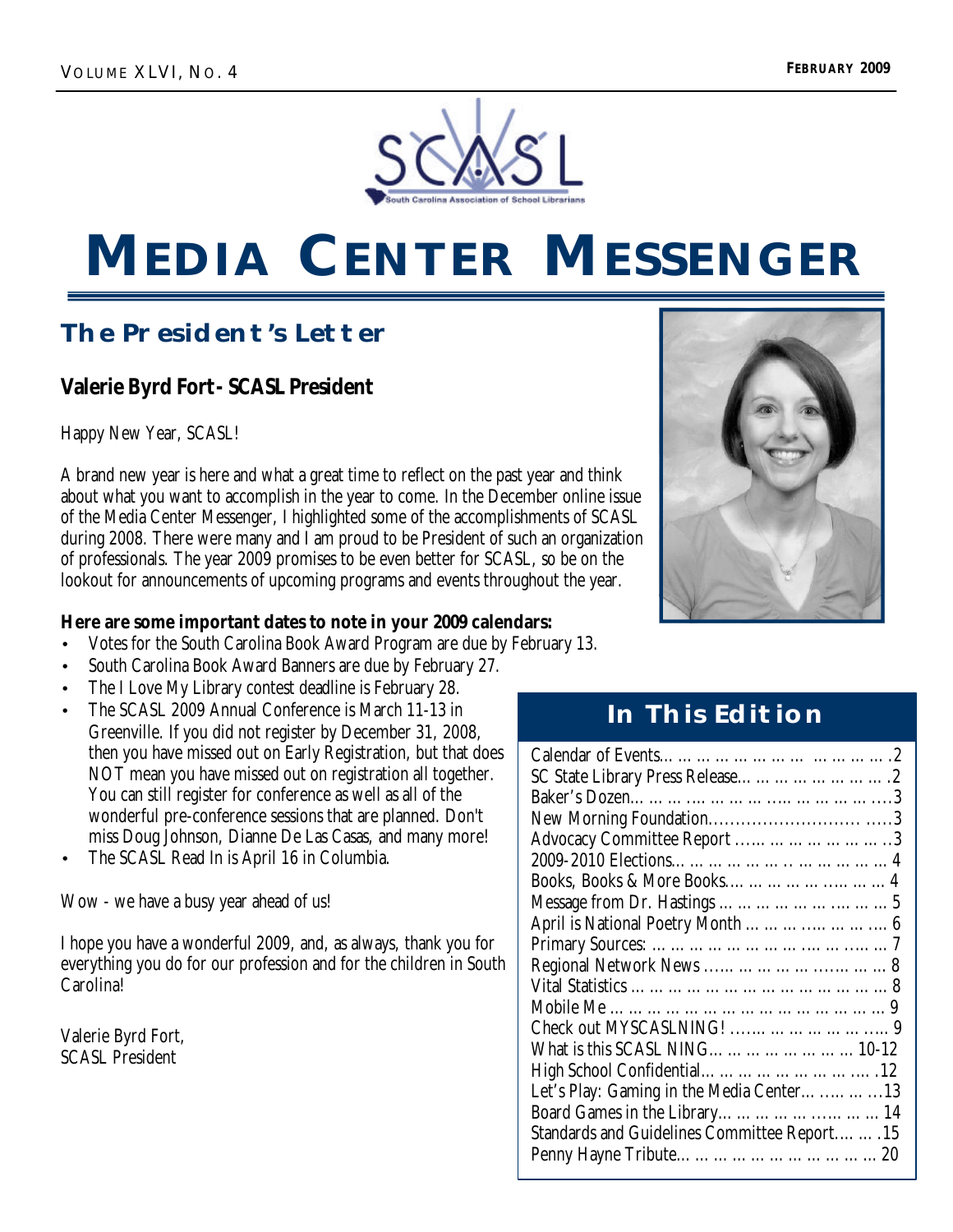# MEDIA CENTER MESSENGER

## The President's Letter

### Valerie Byrd Fort - SCASL President

Happy New Year, SCASL!

A brand new year is here and what a great time to reflect on the past year and think about what you want to accomplish in the year to come. In the December online issue of the Media Center Messenger, I highlighted some of the accomplishments of SCASL during 2008. There were many and I am proud to be President of such an organization of professionals. The year 2009 promises to be even better for SCASL, so be on the lookout for announcements of upcoming programs and events throughout the year.

**Here are some important dates to note in your 2009 calendars:**

- Votes for the South Carolina Book Award Program are due by February 13.
- South Carolina Book Award Banners are due by February 27.
- The I Love My Library contest deadline is February 28.
- The SCASL 2009 Annual Conference is March 11-13 in Greenville. If you did not register by December 31, 2008, then you have missed out on Early Registration, but that does NOT mean you have missed out on registration all together. You can still register for conference as well as all of the wonderful pre-conference sessions that are planned. Don't miss Doug Johnson, Dianne De Las Casas, and many more!
- The SCASL Read In is April 16 in Columbia.

Wow - we have a busy year ahead of us!

I hope you have a wonderful 2009, and, as always, thank you for everything you do for our profession and for the children in South Carolina!

Valerie Byrd Fort,
SCASL President

## In This Edition

| | |
|---|---|
| Calendar of Events | 2 |
| SC State Library Press Release | 2 |
| Baker's Dozen | 3 |
| New Morning Foundation | 3 |
| Advocacy Committee Report | 3 |
| 2009-2010 Elections | 4 |
| Books, Books & More Books | 4 |
| Message from Dr. Hastings | 5 |
| April is National Poetry Month | 6 |
| Primary Sources: | 7 |
| Regional Network News | 8 |
| Vital Statistics | 8 |
| Mobile Me | 9 |
| Check out MYSCASLNING! | 9 |
| What is this SCASL NING | 10-12 |
| High School Confidential | 12 |
| Let's Play: Gaming in the Media Center | 13 |
| Board Games in the Library | 14 |
| Standards and Guidelines Committee Report | 15 |
| Penny Hayne Tribute | 20 |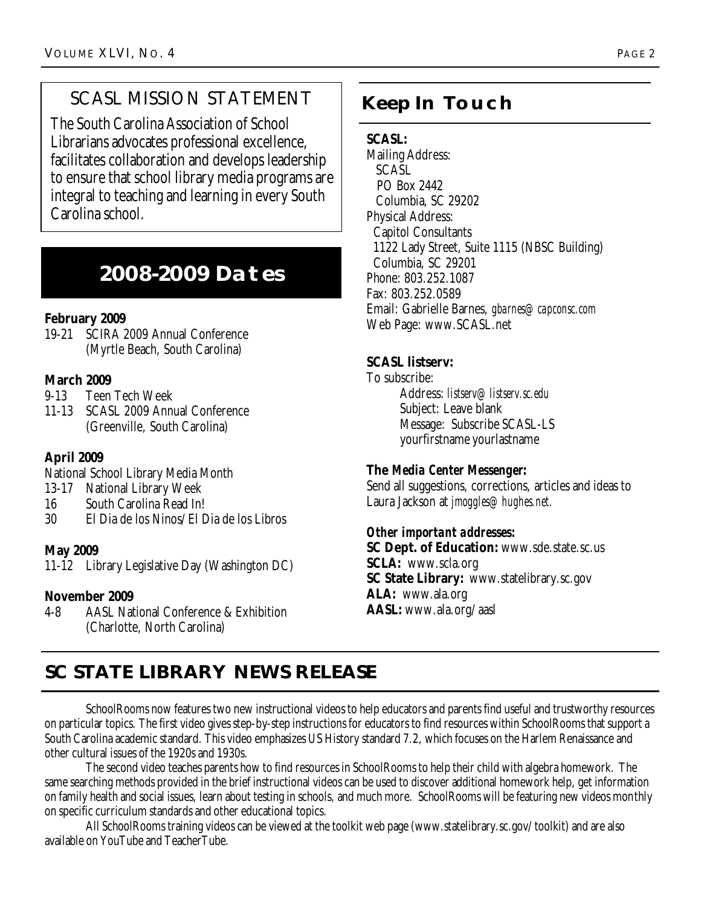## SCASL MISSION STATEMENT

The South Carolina Association of School Librarians advocates professional excellence, facilitates collaboration and develops leadership to ensure that school library media programs are integral to teaching and learning in every South Carolina school.

## 2008-2009 Dates

**February 2009**

19-21 SCIRA 2009 Annual Conference (Myrtle Beach, South Carolina)

**March 2009**

9-13 Teen Tech Week

11-13 SCASL 2009 Annual Conference (Greenville, South Carolina)

**April 2009**

National School Library Media Month

13-17 National Library Week

16 South Carolina Read In!

30 El Dia de los Ninos/El Dia de los Libros

**May 2009**

11-12 Library Legislative Day (Washington DC)

**November 2009**

4-8 AASL National Conference & Exhibition (Charlotte, North Carolina)

## Keep In Touch

**SCASL:**

Mailing Address:
SCASL
PO Box 2442
Columbia, SC 29202

Physical Address:
Capitol Consultants
1122 Lady Street, Suite 1115 (NBSC Building)
Columbia, SC 29201

Phone: 803.252.1087
Fax: 803.252.0589
Email: Gabrielle Barnes, *gbarnes@capconsc.com*
Web Page: www.SCASL.net

**SCASL listserv:**

To subscribe:
Address: *listserv@listserv.sc.edu*
Subject: Leave blank
Message: Subscribe SCASL-LS yourfirstname yourlastname

***The Media Center Messenger:***

Send all suggestions, corrections, articles and ideas to Laura Jackson at *jmoggles@hughes.net.*

***Other important addresses:***

**SC Dept. of Education:** www.sde.state.sc.us
**SCLA:** www.scla.org
**SC State Library:** www.statelibrary.sc.gov
**ALA:** www.ala.org
**AASL:** www.ala.org/aasl

## SC STATE LIBRARY NEWS RELEASE

SchoolRooms now features two new instructional videos to help educators and parents find useful and trustworthy resources on particular topics. The first video gives step-by-step instructions for educators to find resources within SchoolRooms that support a South Carolina academic standard. This video emphasizes US History standard 7.2, which focuses on the Harlem Renaissance and other cultural issues of the 1920s and 1930s.

The second video teaches parents how to find resources in SchoolRooms to help their child with algebra homework. The same searching methods provided in the brief instructional videos can be used to discover additional homework help, get information on family health and social issues, learn about testing in schools, and much more. SchoolRooms will be featuring new videos monthly on specific curriculum standards and other educational topics.

All SchoolRooms training videos can be viewed at the toolkit web page (www.statelibrary.sc.gov/toolkit) and are also available on YouTube and TeacherTube.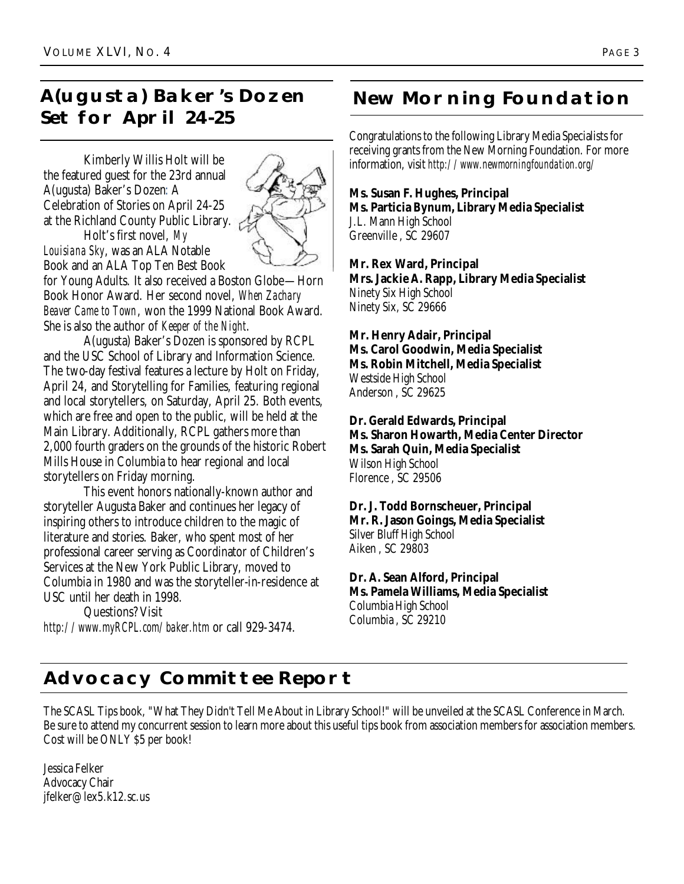## A(ugusta) Baker's Dozen Set for April 24-25

Kimberly Willis Holt will be the featured guest for the 23rd annual A(ugusta) Baker's Dozen: A Celebration of Stories on April 24-25 at the Richland County Public Library.

Holt's first novel, *My Louisiana Sky*, was an ALA Notable Book and an ALA Top Ten Best Book for Young Adults. It also received a Boston Globe—Horn Book Honor Award. Her second novel, *When Zachary Beaver Came to Town*, won the 1999 National Book Award. She is also the author of *Keeper of the Night*.

A(ugusta) Baker's Dozen is sponsored by RCPL and the USC School of Library and Information Science. The two-day festival features a lecture by Holt on Friday, April 24, and Storytelling for Families, featuring regional and local storytellers, on Saturday, April 25. Both events, which are free and open to the public, will be held at the Main Library. Additionally, RCPL gathers more than 2,000 fourth graders on the grounds of the historic Robert Mills House in Columbia to hear regional and local storytellers on Friday morning.

This event honors nationally-known author and storyteller Augusta Baker and continues her legacy of inspiring others to introduce children to the magic of literature and stories. Baker, who spent most of her professional career serving as Coordinator of Children's Services at the New York Public Library, moved to Columbia in 1980 and was the storyteller-in-residence at USC until her death in 1998.

Questions? Visit *http://www.myRCPL.com/baker.htm* or call 929-3474.

## New Morning Foundation

Congratulations to the following Library Media Specialists for receiving grants from the New Morning Foundation. For more information, visit *http://www.newmorningfoundation.org/*

**Ms. Susan F. Hughes, Principal**
**Ms. Particia Bynum, Library Media Specialist**
J.L. Mann High School
Greenville , SC 29607

**Mr. Rex Ward, Principal**
**Mrs. Jackie A. Rapp, Library Media Specialist**
Ninety Six High School
Ninety Six, SC 29666

**Mr. Henry Adair, Principal**
**Ms. Carol Goodwin, Media Specialist**
**Ms. Robin Mitchell, Media Specialist**
Westside High School
Anderson , SC 29625

**Dr. Gerald Edwards, Principal**
**Ms. Sharon Howarth, Media Center Director**
**Ms. Sarah Quin, Media Specialist**
Wilson High School
Florence , SC 29506

**Dr. J. Todd Bornscheuer, Principal**
**Mr. R. Jason Goings, Media Specialist**
Silver Bluff High School
Aiken , SC 29803

**Dr. A. Sean Alford, Principal**
**Ms. Pamela Williams, Media Specialist**
Columbia High School
Columbia , SC 29210

## Advocacy Committee Report

The SCASL Tips book, "What They Didn't Tell Me About in Library School!" will be unveiled at the SCASL Conference in March. Be sure to attend my concurrent session to learn more about this useful tips book from association members for association members. Cost will be ONLY $5 per book!

Jessica Felker
Advocacy Chair
jfelker@lex5.k12.sc.us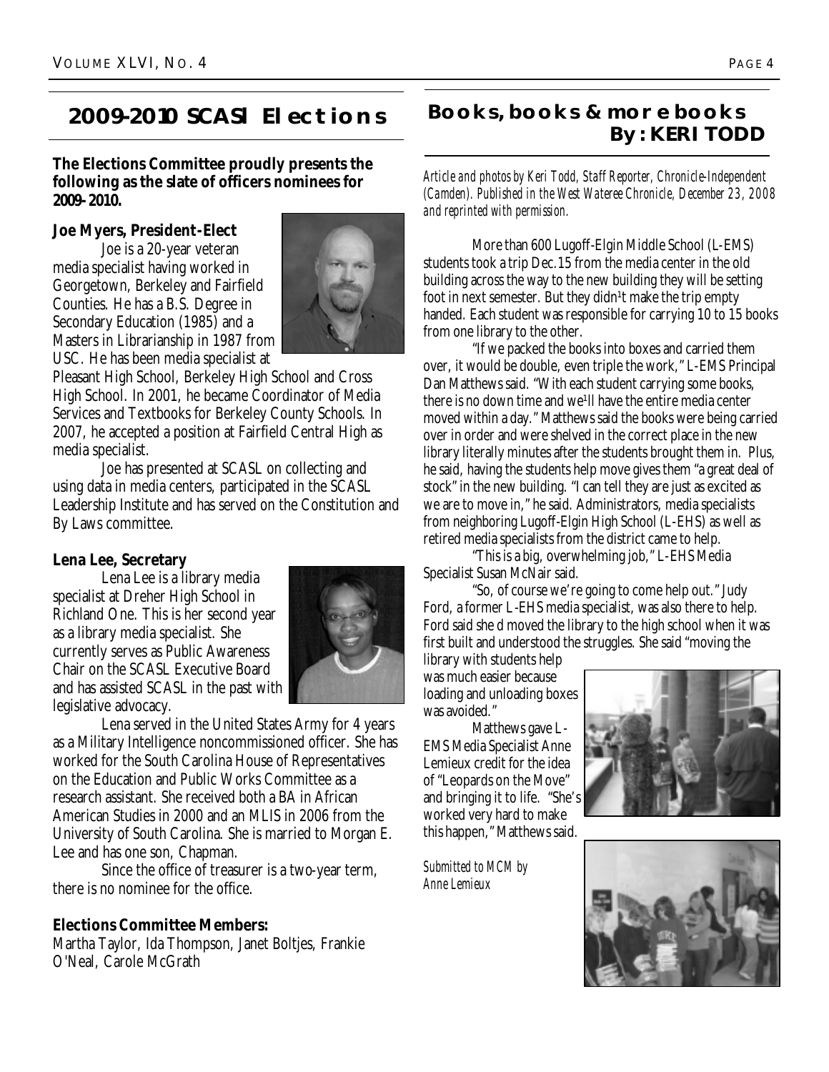## 2009-2010 SCASL Elections

**The Elections Committee proudly presents the following as the slate of officers nominees for 2009-2010.**

**Joe Myers, President-Elect**

Joe is a 20-year veteran media specialist having worked in Georgetown, Berkeley and Fairfield Counties. He has a B.S. Degree in Secondary Education (1985) and a Masters in Librarianship in 1987 from USC. He has been media specialist at Pleasant High School, Berkeley High School and Cross High School. In 2001, he became Coordinator of Media Services and Textbooks for Berkeley County Schools. In 2007, he accepted a position at Fairfield Central High as media specialist.

Joe has presented at SCASL on collecting and using data in media centers, participated in the SCASL Leadership Institute and has served on the Constitution and By Laws committee.

**Lena Lee, Secretary**

Lena Lee is a library media specialist at Dreher High School in Richland One. This is her second year as a library media specialist. She currently serves as Public Awareness Chair on the SCASL Executive Board and has assisted SCASL in the past with legislative advocacy.

Lena served in the United States Army for 4 years as a Military Intelligence noncommissioned officer. She has worked for the South Carolina House of Representatives on the Education and Public Works Committee as a research assistant. She received both a BA in African American Studies in 2000 and an MLIS in 2006 from the University of South Carolina. She is married to Morgan E. Lee and has one son, Chapman.

Since the office of treasurer is a two-year term, there is no nominee for the office.

**Elections Committee Members:**

Martha Taylor, Ida Thompson, Janet Boltjes, Frankie O'Neal, Carole McGrath

## Books, books & more books
### By: KERI TODD

*Article and photos by Keri Todd, Staff Reporter, Chronicle-Independent (Camden). Published in the West Wateree Chronicle, December 23, 2008 and reprinted with permission.*

More than 600 Lugoff-Elgin Middle School (L-EMS) students took a trip Dec.15 from the media center in the old building across the way to the new building they will be setting foot in next semester. But they didn¹t make the trip empty handed. Each student was responsible for carrying 10 to 15 books from one library to the other.

"If we packed the books into boxes and carried them over, it would be double, even triple the work," L-EMS Principal Dan Matthews said. "With each student carrying some books, there is no down time and we¹ll have the entire media center moved within a day." Matthews said the books were being carried over in order and were shelved in the correct place in the new library literally minutes after the students brought them in. Plus, he said, having the students help move gives them "a great deal of stock" in the new building. "I can tell they are just as excited as we are to move in," he said. Administrators, media specialists from neighboring Lugoff-Elgin High School (L-EHS) as well as retired media specialists from the district came to help.

"This is a big, overwhelming job," L-EHS Media Specialist Susan McNair said.

"So, of course we're going to come help out." Judy Ford, a former L-EHS media specialist, was also there to help. Ford said she d moved the library to the high school when it was first built and understood the struggles. She said "moving the library with students help was much easier because loading and unloading boxes was avoided."

Matthews gave L-EMS Media Specialist Anne Lemieux credit for the idea of "Leopards on the Move" and bringing it to life. "She's worked very hard to make this happen," Matthews said.

*Submitted to MCM by Anne Lemieux*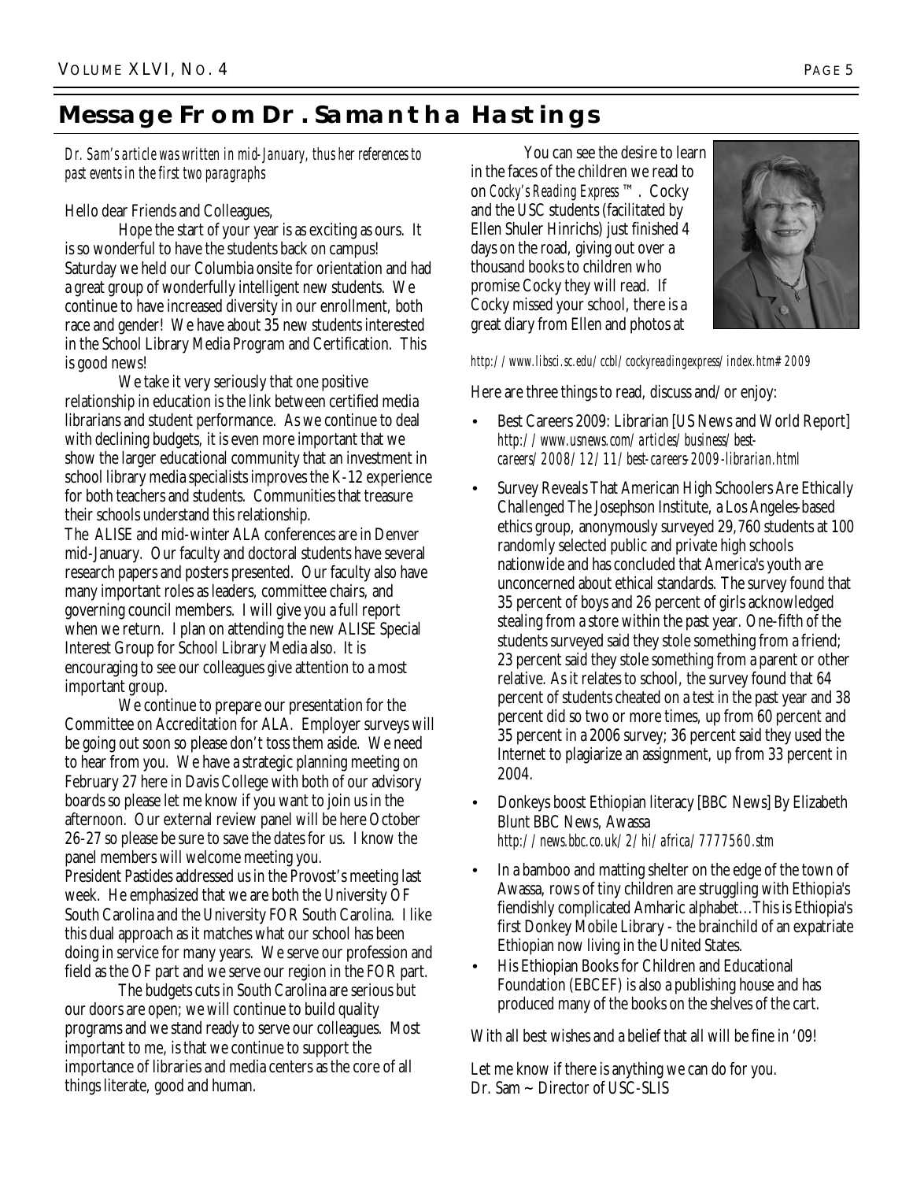## Message From Dr. Samantha Hastings

*Dr. Sam's article was written in mid-January, thus her references to past events in the first two paragraphs*

Hello dear Friends and Colleagues,

Hope the start of your year is as exciting as ours. It is so wonderful to have the students back on campus! Saturday we held our Columbia onsite for orientation and had a great group of wonderfully intelligent new students. We continue to have increased diversity in our enrollment, both race and gender! We have about 35 new students interested in the School Library Media Program and Certification. This is good news!

We take it very seriously that one positive relationship in education is the link between certified media librarians and student performance. As we continue to deal with declining budgets, it is even more important that we show the larger educational community that an investment in school library media specialists improves the K-12 experience for both teachers and students. Communities that treasure their schools understand this relationship.

The ALISE and mid-winter ALA conferences are in Denver mid-January. Our faculty and doctoral students have several research papers and posters presented. Our faculty also have many important roles as leaders, committee chairs, and governing council members. I will give you a full report when we return. I plan on attending the new ALISE Special Interest Group for School Library Media also. It is encouraging to see our colleagues give attention to a most important group.

We continue to prepare our presentation for the Committee on Accreditation for ALA. Employer surveys will be going out soon so please don't toss them aside. We need to hear from you. We have a strategic planning meeting on February 27 here in Davis College with both of our advisory boards so please let me know if you want to join us in the afternoon. Our external review panel will be here October 26-27 so please be sure to save the dates for us. I know the panel members will welcome meeting you.

President Pastides addressed us in the Provost's meeting last week. He emphasized that we are both the University OF South Carolina and the University FOR South Carolina. I like this dual approach as it matches what our school has been doing in service for many years. We serve our profession and field as the OF part and we serve our region in the FOR part.

The budgets cuts in South Carolina are serious but our doors are open; we will continue to build quality programs and we stand ready to serve our colleagues. Most important to me, is that we continue to support the importance of libraries and media centers as the core of all things literate, good and human.

You can see the desire to learn in the faces of the children we read to on *Cocky's Reading Express™*. Cocky and the USC students (facilitated by Ellen Shuler Hinrichs) just finished 4 days on the road, giving out over a thousand books to children who promise Cocky they will read. If Cocky missed your school, there is a great diary from Ellen and photos at

*http://www.libsci.sc.edu/ccbl/cockyreadingexpress/index.htm#2009*

Here are three things to read, discuss and/or enjoy:

- Best Careers 2009: Librarian [US News and World Report] *http://www.usnews.com/articles/business/best-careers/2008/12/11/best-careers-2009-librarian.html*
- Survey Reveals That American High Schoolers Are Ethically Challenged The Josephson Institute, a Los Angeles-based ethics group, anonymously surveyed 29,760 students at 100 randomly selected public and private high schools nationwide and has concluded that America's youth are unconcerned about ethical standards. The survey found that 35 percent of boys and 26 percent of girls acknowledged stealing from a store within the past year. One-fifth of the students surveyed said they stole something from a friend; 23 percent said they stole something from a parent or other relative. As it relates to school, the survey found that 64 percent of students cheated on a test in the past year and 38 percent did so two or more times, up from 60 percent and 35 percent in a 2006 survey; 36 percent said they used the Internet to plagiarize an assignment, up from 33 percent in 2004.
- Donkeys boost Ethiopian literacy [BBC News] By Elizabeth Blunt BBC News, Awassa *http://news.bbc.co.uk/2/hi/africa/7777560.stm*
- In a bamboo and matting shelter on the edge of the town of Awassa, rows of tiny children are struggling with Ethiopia's fiendishly complicated Amharic alphabet…This is Ethiopia's first Donkey Mobile Library - the brainchild of an expatriate Ethiopian now living in the United States.
- His Ethiopian Books for Children and Educational Foundation (EBCEF) is also a publishing house and has produced many of the books on the shelves of the cart.

With all best wishes and a belief that all will be fine in '09!

Let me know if there is anything we can do for you.
Dr. Sam ~ Director of USC-SLIS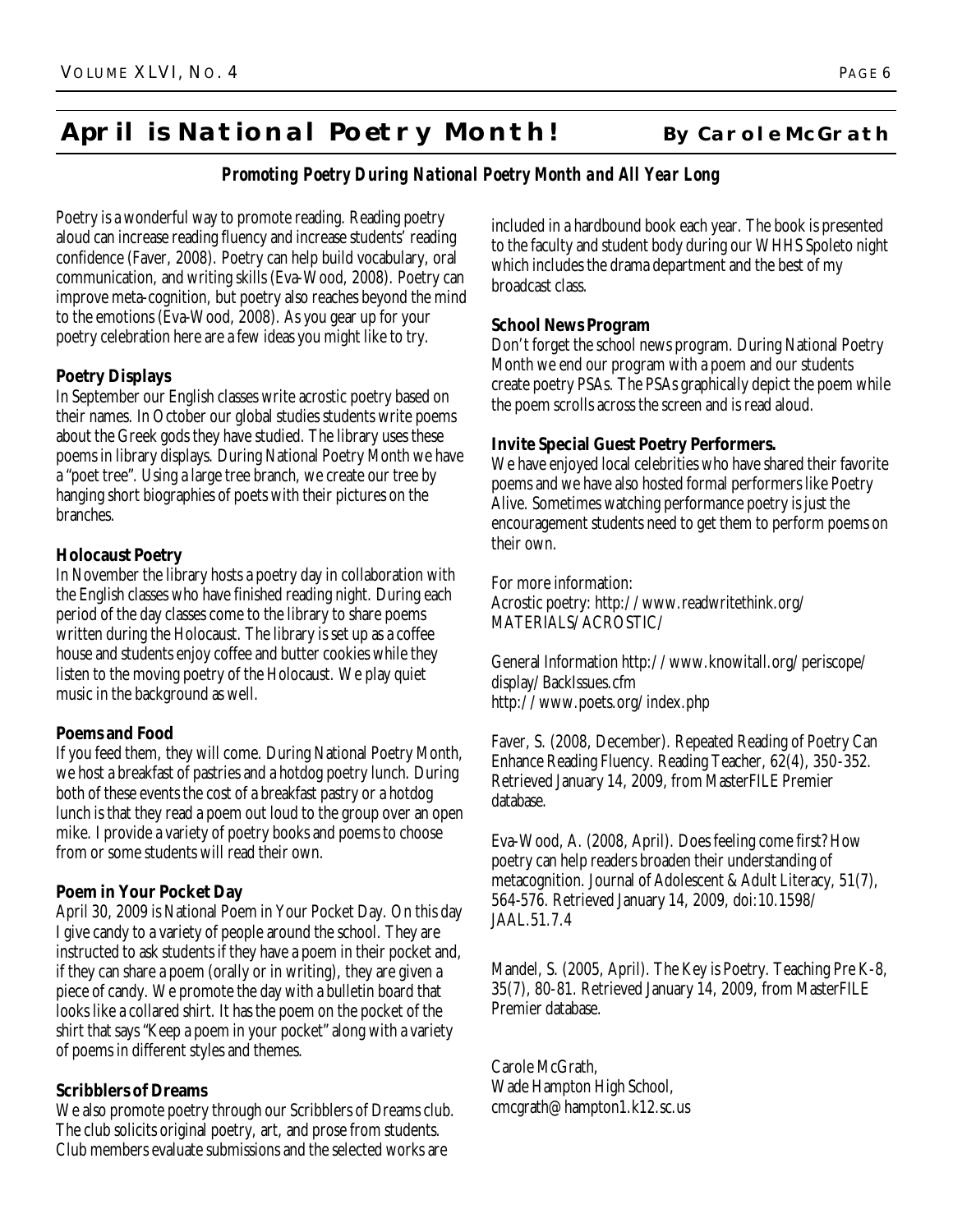# April is National Poetry Month!

**By Carole McGrath**

***Promoting Poetry During National Poetry Month and All Year Long***

Poetry is a wonderful way to promote reading. Reading poetry aloud can increase reading fluency and increase students' reading confidence (Faver, 2008). Poetry can help build vocabulary, oral communication, and writing skills (Eva-Wood, 2008). Poetry can improve meta-cognition, but poetry also reaches beyond the mind to the emotions (Eva-Wood, 2008). As you gear up for your poetry celebration here are a few ideas you might like to try.

**Poetry Displays**

In September our English classes write acrostic poetry based on their names. In October our global studies students write poems about the Greek gods they have studied. The library uses these poems in library displays. During National Poetry Month we have a "poet tree". Using a large tree branch, we create our tree by hanging short biographies of poets with their pictures on the branches.

**Holocaust Poetry**

In November the library hosts a poetry day in collaboration with the English classes who have finished reading night. During each period of the day classes come to the library to share poems written during the Holocaust. The library is set up as a coffee house and students enjoy coffee and butter cookies while they listen to the moving poetry of the Holocaust. We play quiet music in the background as well.

**Poems and Food**

If you feed them, they will come. During National Poetry Month, we host a breakfast of pastries and a hotdog poetry lunch. During both of these events the cost of a breakfast pastry or a hotdog lunch is that they read a poem out loud to the group over an open mike. I provide a variety of poetry books and poems to choose from or some students will read their own.

**Poem in Your Pocket Day**

April 30, 2009 is National Poem in Your Pocket Day. On this day I give candy to a variety of people around the school. They are instructed to ask students if they have a poem in their pocket and, if they can share a poem (orally or in writing), they are given a piece of candy. We promote the day with a bulletin board that looks like a collared shirt. It has the poem on the pocket of the shirt that says "Keep a poem in your pocket" along with a variety of poems in different styles and themes.

**Scribblers of Dreams**

We also promote poetry through our Scribblers of Dreams club. The club solicits original poetry, art, and prose from students. Club members evaluate submissions and the selected works are included in a hardbound book each year. The book is presented to the faculty and student body during our WHHS Spoleto night which includes the drama department and the best of my broadcast class.

**School News Program**

Don't forget the school news program. During National Poetry Month we end our program with a poem and our students create poetry PSAs. The PSAs graphically depict the poem while the poem scrolls across the screen and is read aloud.

**Invite Special Guest Poetry Performers.**

We have enjoyed local celebrities who have shared their favorite poems and we have also hosted formal performers like Poetry Alive. Sometimes watching performance poetry is just the encouragement students need to get them to perform poems on their own.

For more information:
Acrostic poetry: http://www.readwritethink.org/MATERIALS/ACROSTIC/

General Information http://www.knowitall.org/periscope/display/BackIssues.cfm
http://www.poets.org/index.php

Faver, S. (2008, December). Repeated Reading of Poetry Can Enhance Reading Fluency. Reading Teacher, 62(4), 350-352. Retrieved January 14, 2009, from MasterFILE Premier database.

Eva-Wood, A. (2008, April). Does feeling come first? How poetry can help readers broaden their understanding of metacognition. Journal of Adolescent & Adult Literacy, 51(7), 564-576. Retrieved January 14, 2009, doi:10.1598/JAAL.51.7.4

Mandel, S. (2005, April). The Key is Poetry. Teaching Pre K-8, 35(7), 80-81. Retrieved January 14, 2009, from MasterFILE Premier database.

Carole McGrath,
Wade Hampton High School,
cmcgrath@hampton1.k12.sc.us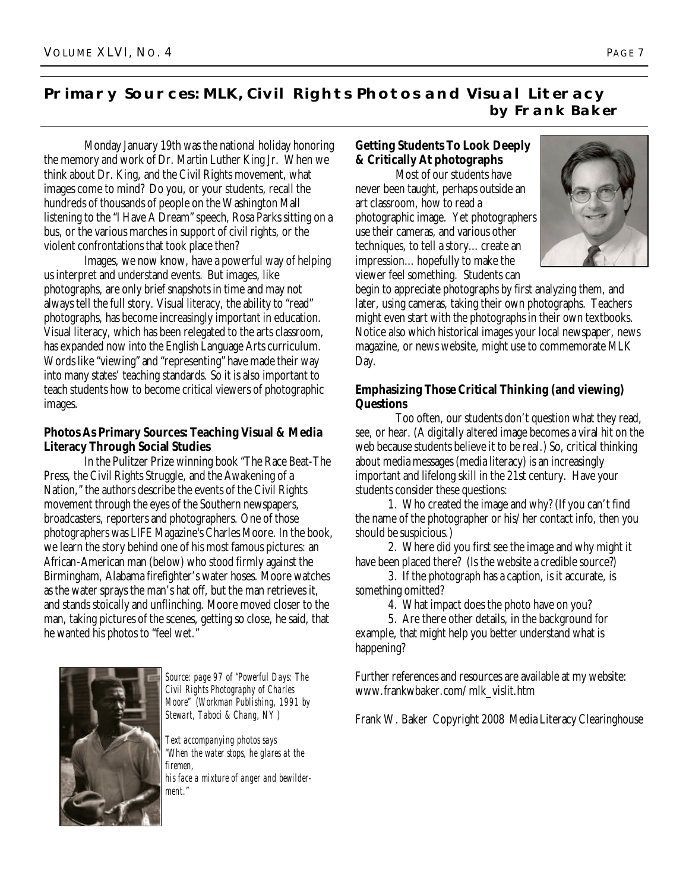## Primary Sources: MLK, Civil Rights Photos and Visual Literacy

**by Frank Baker**

Monday January 19th was the national holiday honoring the memory and work of Dr. Martin Luther King Jr. When we think about Dr. King, and the Civil Rights movement, what images come to mind? Do you, or your students, recall the hundreds of thousands of people on the Washington Mall listening to the "I Have A Dream" speech, Rosa Parks sitting on a bus, or the various marches in support of civil rights, or the violent confrontations that took place then?

Images, we now know, have a powerful way of helping us interpret and understand events. But images, like photographs, are only brief snapshots in time and may not always tell the full story. Visual literacy, the ability to "read" photographs, has become increasingly important in education. Visual literacy, which has been relegated to the arts classroom, has expanded now into the English Language Arts curriculum. Words like "viewing" and "representing" have made their way into many states' teaching standards. So it is also important to teach students how to become critical viewers of photographic images.

### Photos As Primary Sources: Teaching Visual & Media Literacy Through Social Studies

In the Pulitzer Prize winning book "The Race Beat-The Press, the Civil Rights Struggle, and the Awakening of a Nation," the authors describe the events of the Civil Rights movement through the eyes of the Southern newspapers, broadcasters, reporters and photographers. One of those photographers was LIFE Magazine's Charles Moore. In the book, we learn the story behind one of his most famous pictures: an African-American man (below) who stood firmly against the Birmingham, Alabama firefighter's water hoses. Moore watches as the water sprays the man's hat off, but the man retrieves it, and stands stoically and unflinching. Moore moved closer to the man, taking pictures of the scenes, getting so close, he said, that he wanted his photos to "feel wet."

*Source: page 97 of "Powerful Days: The Civil Rights Photography of Charles Moore" (Workman Publishing, 1991 by Stewart, Taboci & Chang, NY)*

*Text accompanying photos says "When the water stops, he glares at the firemen, his face a mixture of anger and bewilderment."*

### Getting Students To Look Deeply & Critically At photographs

Most of our students have never been taught, perhaps outside an art classroom, how to read a photographic image. Yet photographers use their cameras, and various other techniques, to tell a story… create an impression… hopefully to make the viewer feel something. Students can begin to appreciate photographs by first analyzing them, and later, using cameras, taking their own photographs. Teachers might even start with the photographs in their own textbooks. Notice also which historical images your local newspaper, news magazine, or news website, might use to commemorate MLK Day.

### Emphasizing Those Critical Thinking (and viewing) Questions

Too often, our students don't question what they read, see, or hear. (A digitally altered image becomes a viral hit on the web because students believe it to be real.) So, critical thinking about media messages (media literacy) is an increasingly important and lifelong skill in the 21st century. Have your students consider these questions:

1. Who created the image and why? (If you can't find the name of the photographer or his/her contact info, then you should be suspicious.)
2. Where did you first see the image and why might it have been placed there? (Is the website a credible source?)
3. If the photograph has a caption, is it accurate, is something omitted?
4. What impact does the photo have on you?
5. Are there other details, in the background for example, that might help you better understand what is happening?

Further references and resources are available at my website: www.frankwbaker.com/mlk_vislit.htm

Frank W. Baker Copyright 2008 Media Literacy Clearinghouse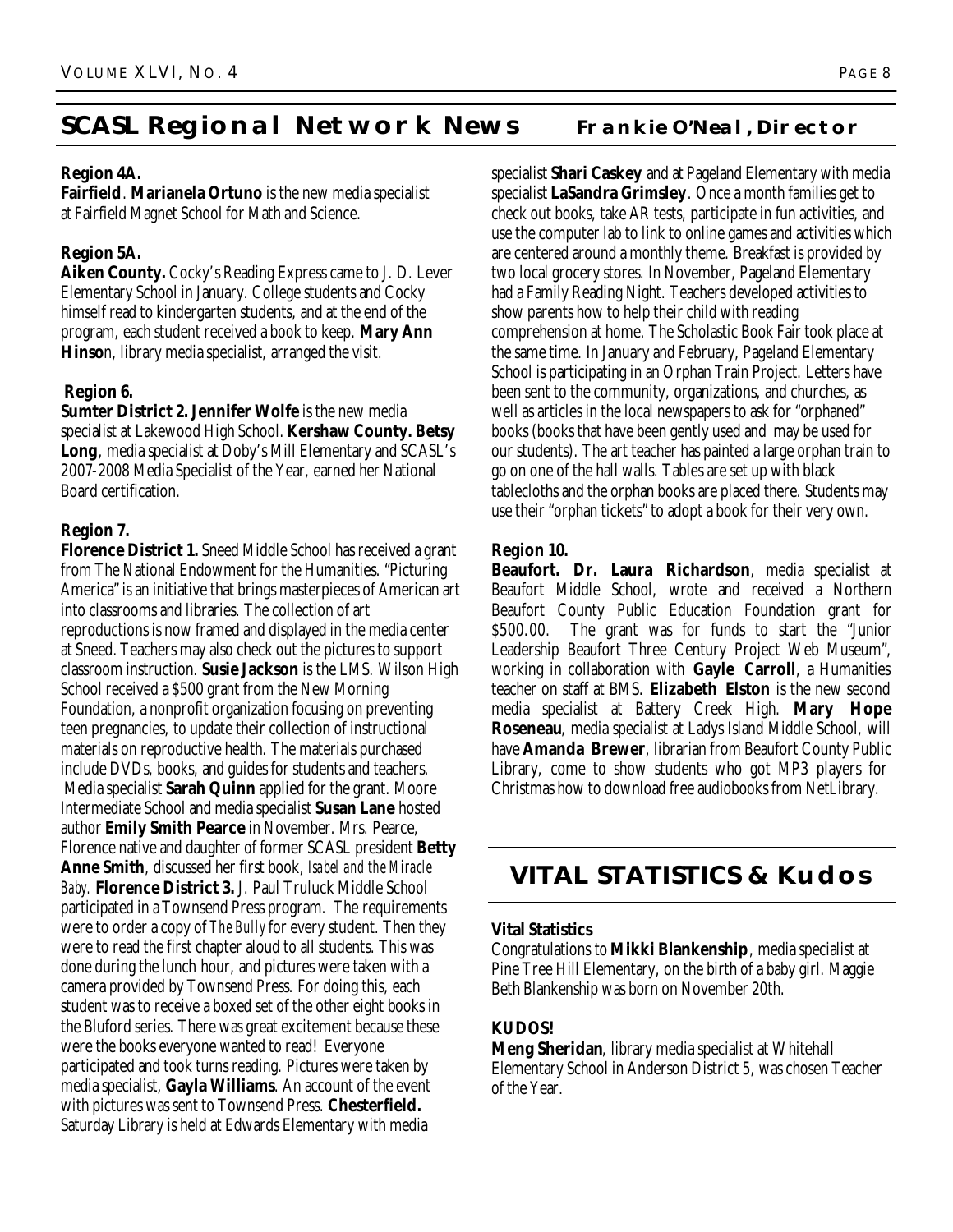## SCASL Regional Network News — Frankie O'Neal, Director

**Region 4A.**

**Fairfield**. **Marianela Ortuno** is the new media specialist at Fairfield Magnet School for Math and Science.

**Region 5A.**

**Aiken County.** Cocky's Reading Express came to J. D. Lever Elementary School in January. College students and Cocky himself read to kindergarten students, and at the end of the program, each student received a book to keep. **Mary Ann Hinso**n, library media specialist, arranged the visit.

**Region 6.**

**Sumter District 2. Jennifer Wolfe** is the new media specialist at Lakewood High School. **Kershaw County. Betsy Long**, media specialist at Doby's Mill Elementary and SCASL's 2007-2008 Media Specialist of the Year, earned her National Board certification.

**Region 7.**

**Florence District 1.** Sneed Middle School has received a grant from The National Endowment for the Humanities. "Picturing America" is an initiative that brings masterpieces of American art into classrooms and libraries. The collection of art reproductions is now framed and displayed in the media center at Sneed. Teachers may also check out the pictures to support classroom instruction. **Susie Jackson** is the LMS. Wilson High School received a $500 grant from the New Morning Foundation, a nonprofit organization focusing on preventing teen pregnancies, to update their collection of instructional materials on reproductive health. The materials purchased include DVDs, books, and guides for students and teachers. Media specialist **Sarah Quinn** applied for the grant. Moore Intermediate School and media specialist **Susan Lane** hosted author **Emily Smith Pearce** in November. Mrs. Pearce, Florence native and daughter of former SCASL president **Betty Anne Smith**, discussed her first book, *Isabel and the Miracle Baby.* **Florence District 3.** J. Paul Truluck Middle School participated in a Townsend Press program. The requirements were to order a copy of *The Bully* for every student. Then they were to read the first chapter aloud to all students. This was done during the lunch hour, and pictures were taken with a camera provided by Townsend Press. For doing this, each student was to receive a boxed set of the other eight books in the Bluford series. There was great excitement because these were the books everyone wanted to read! Everyone participated and took turns reading. Pictures were taken by media specialist, **Gayla Williams**. An account of the event with pictures was sent to Townsend Press. **Chesterfield.** Saturday Library is held at Edwards Elementary with media specialist **Shari Caskey** and at Pageland Elementary with media specialist **LaSandra Grimsley**. Once a month families get to check out books, take AR tests, participate in fun activities, and use the computer lab to link to online games and activities which are centered around a monthly theme. Breakfast is provided by two local grocery stores. In November, Pageland Elementary had a Family Reading Night. Teachers developed activities to show parents how to help their child with reading comprehension at home. The Scholastic Book Fair took place at the same time. In January and February, Pageland Elementary School is participating in an Orphan Train Project. Letters have been sent to the community, organizations, and churches, as well as articles in the local newspapers to ask for "orphaned" books (books that have been gently used and may be used for our students). The art teacher has painted a large orphan train to go on one of the hall walls. Tables are set up with black tablecloths and the orphan books are placed there. Students may use their "orphan tickets" to adopt a book for their very own.

**Region 10.**

**Beaufort. Dr. Laura Richardson**, media specialist at Beaufort Middle School, wrote and received a Northern Beaufort County Public Education Foundation grant for $500.00. The grant was for funds to start the "Junior Leadership Beaufort Three Century Project Web Museum", working in collaboration with **Gayle Carroll**, a Humanities teacher on staff at BMS. **Elizabeth Elston** is the new second media specialist at Battery Creek High. **Mary Hope Roseneau**, media specialist at Ladys Island Middle School, will have **Amanda Brewer**, librarian from Beaufort County Public Library, come to show students who got MP3 players for Christmas how to download free audiobooks from NetLibrary.

## VITAL STATISTICS & Kudos

**Vital Statistics**

Congratulations to **Mikki Blankenship**, media specialist at Pine Tree Hill Elementary, on the birth of a baby girl. Maggie Beth Blankenship was born on November 20th.

***KUDOS!***

**Meng Sheridan**, library media specialist at Whitehall Elementary School in Anderson District 5, was chosen Teacher of the Year.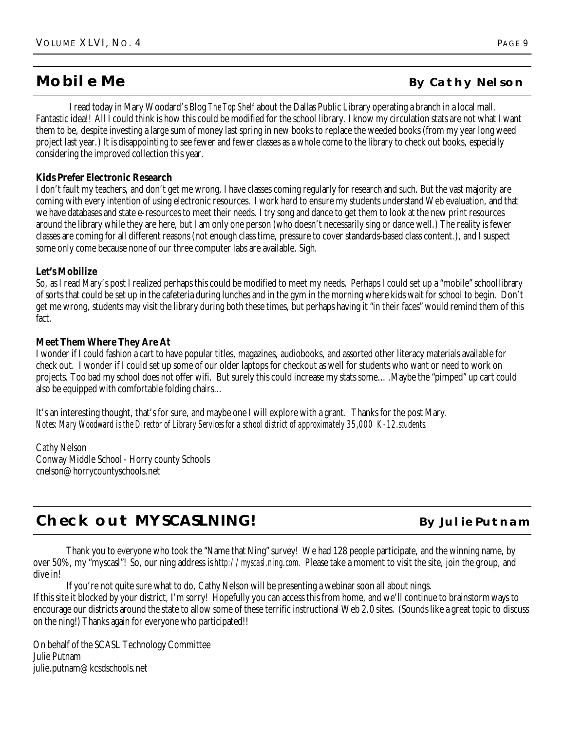## Mobile Me

**By Cathy Nelson**

I read today in Mary Woodard's Blog *The Top Shelf* about the Dallas Public Library operating a branch in a local mall. Fantastic idea!! All I could think is how this could be modified for the school library. I know my circulation stats are not what I want them to be, despite investing a large sum of money last spring in new books to replace the weeded books (from my year long weed project last year.) It is disappointing to see fewer and fewer classes as a whole come to the library to check out books, especially considering the improved collection this year.

**Kids Prefer Electronic Research**

I don't fault my teachers, and don't get me wrong, I have classes coming regularly for research and such. But the vast majority are coming with every intention of using electronic resources. I work hard to ensure my students understand Web evaluation, and that we have databases and state e-resources to meet their needs. I try song and dance to get them to look at the new print resources around the library while they are here, but I am only one person (who doesn't necessarily sing or dance well.) The reality is fewer classes are coming for all different reasons (not enough class time, pressure to cover standards-based class content.), and I suspect some only come because none of our three computer labs are available. Sigh.

**Let's Mobilize**

So, as I read Mary's post I realized perhaps this could be modified to meet my needs. Perhaps I could set up a "mobile" school library of sorts that could be set up in the cafeteria during lunches and in the gym in the morning where kids wait for school to begin. Don't get me wrong, students may visit the library during both these times, but perhaps having it "in their faces" would remind them of this fact.

**Meet Them Where They Are At**

I wonder if I could fashion a cart to have popular titles, magazines, audiobooks, and assorted other literacy materials available for check out. I wonder if I could set up some of our older laptops for checkout as well for students who want or need to work on projects. Too bad my school does not offer wifi. But surely this could increase my stats some….Maybe the "pimped" up cart could also be equipped with comfortable folding chairs…

It's an interesting thought, that's for sure, and maybe one I will explore with a grant. Thanks for the post Mary.
*Notes: Mary Woodward is the Director of Library Services for a school district of approximately 35,000 K-12.students.*

Cathy Nelson
Conway Middle School - Horry county Schools
cnelson@horrycountyschools.net

## Check out MYSCASLNING!

**By Julie Putnam**

Thank you to everyone who took the "Name that Ning" survey! We had 128 people participate, and the winning name, by over 50%, my "myscasl"! So, our ning address is *http://myscasl.ning.com.* Please take a moment to visit the site, join the group, and dive in!

If you're not quite sure what to do, Cathy Nelson will be presenting a webinar soon all about nings.
If this site it blocked by your district, I'm sorry! Hopefully you can access this from home, and we'll continue to brainstorm ways to encourage our districts around the state to allow some of these terrific instructional Web 2.0 sites. (Sounds like a great topic to discuss on the ning!) Thanks again for everyone who participated!!

On behalf of the SCASL Technology Committee
Julie Putnam
julie.putnam@kcsdschools.net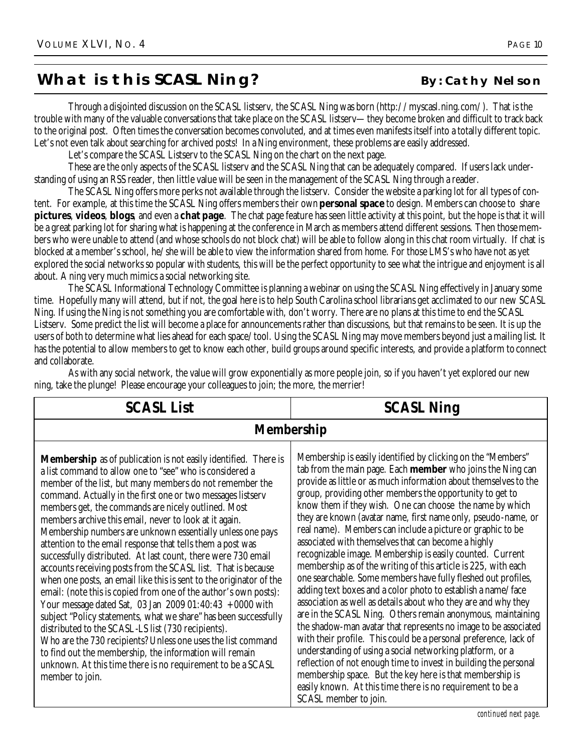## What is this SCASL Ning?

**By: Cathy Nelson**

Through a disjointed discussion on the SCASL listserv, the SCASL Ning was born (http://myscasl.ning.com/). That is the trouble with many of the valuable conversations that take place on the SCASL listserv—they become broken and difficult to track back to the original post. Often times the conversation becomes convoluted, and at times even manifests itself into a totally different topic. Let's not even talk about searching for archived posts! In a Ning environment, these problems are easily addressed.

Let's compare the SCASL Listserv to the SCASL Ning on the chart on the next page.

These are the only aspects of the SCASL listserv and the SCASL Ning that can be adequately compared. If users lack understanding of using an RSS reader, then little value will be seen in the management of the SCASL Ning through a reader.

The SCASL Ning offers more perks not available through the listserv. Consider the website a parking lot for all types of content. For example, at this time the SCASL Ning offers members their own **personal space** to design. Members can choose to share **pictures**, **videos**, **blogs**, and even a **chat page**. The chat page feature has seen little activity at this point, but the hope is that it will be a great parking lot for sharing what is happening at the conference in March as members attend different sessions. Then those members who were unable to attend (and whose schools do not block chat) will be able to follow along in this chat room virtually. If chat is blocked at a member's school, he/she will be able to view the information shared from home. For those LMS's who have not as yet explored the social networks so popular with students, this will be the perfect opportunity to see what the intrigue and enjoyment is all about. A ning very much mimics a social networking site.

The SCASL Informational Technology Committee is planning a webinar on using the SCASL Ning effectively in January some time. Hopefully many will attend, but if not, the goal here is to help South Carolina school librarians get acclimated to our new SCASL Ning. If using the Ning is not something you are comfortable with, don't worry. There are no plans at this time to end the SCASL Listserv. Some predict the list will become a place for announcements rather than discussions, but that remains to be seen. It is up the users of both to determine what lies ahead for each space/tool. Using the SCASL Ning may move members beyond just a mailing list. It has the potential to allow members to get to know each other, build groups around specific interests, and provide a platform to connect and collaborate.

As with any social network, the value will grow exponentially as more people join, so if you haven't yet explored our new ning, take the plunge! Please encourage your colleagues to join; the more, the merrier!

| SCASL List | SCASL Ning |
|---|---|
| **Membership** | |
| **Membership** as of publication is not easily identified. There is a list command to allow one to "see" who is considered a member of the list, but many members do not remember the command. Actually in the first one or two messages listserv members get, the commands are nicely outlined. Most members archive this email, never to look at it again. Membership numbers are unknown essentially unless one pays attention to the email response that tells them a post was successfully distributed. At last count, there were 730 email accounts receiving posts from the SCASL list. That is because when one posts, an email like this is sent to the originator of the email: (note this is copied from one of the author's own posts): Your message dated Sat, 03 Jan 2009 01:40:43 +0000 with subject "Policy statements, what we share" has been successfully distributed to the SCASL-LS list (730 recipients). Who are the 730 recipients? Unless one uses the list command to find out the membership, the information will remain unknown. At this time there is no requirement to be a SCASL member to join. | Membership is easily identified by clicking on the "Members" tab from the main page. Each **member** who joins the Ning can provide as little or as much information about themselves to the group, providing other members the opportunity to get to know them if they wish. One can choose the name by which they are known (avatar name, first name only, pseudo-name, or real name). Members can include a picture or graphic to be associated with themselves that can become a highly recognizable image. Membership is easily counted. Current membership as of the writing of this article is 225, with each one searchable. Some members have fully fleshed out profiles, adding text boxes and a color photo to establish a name/face association as well as details about who they are and why they are in the SCASL Ning. Others remain anonymous, maintaining the shadow-man avatar that represents no image to be associated with their profile. This could be a personal preference, lack of understanding of using a social networking platform, or a reflection of not enough time to invest in building the personal membership space. But the key here is that membership is easily known. At this time there is no requirement to be a SCASL member to join. |

*continued next page.*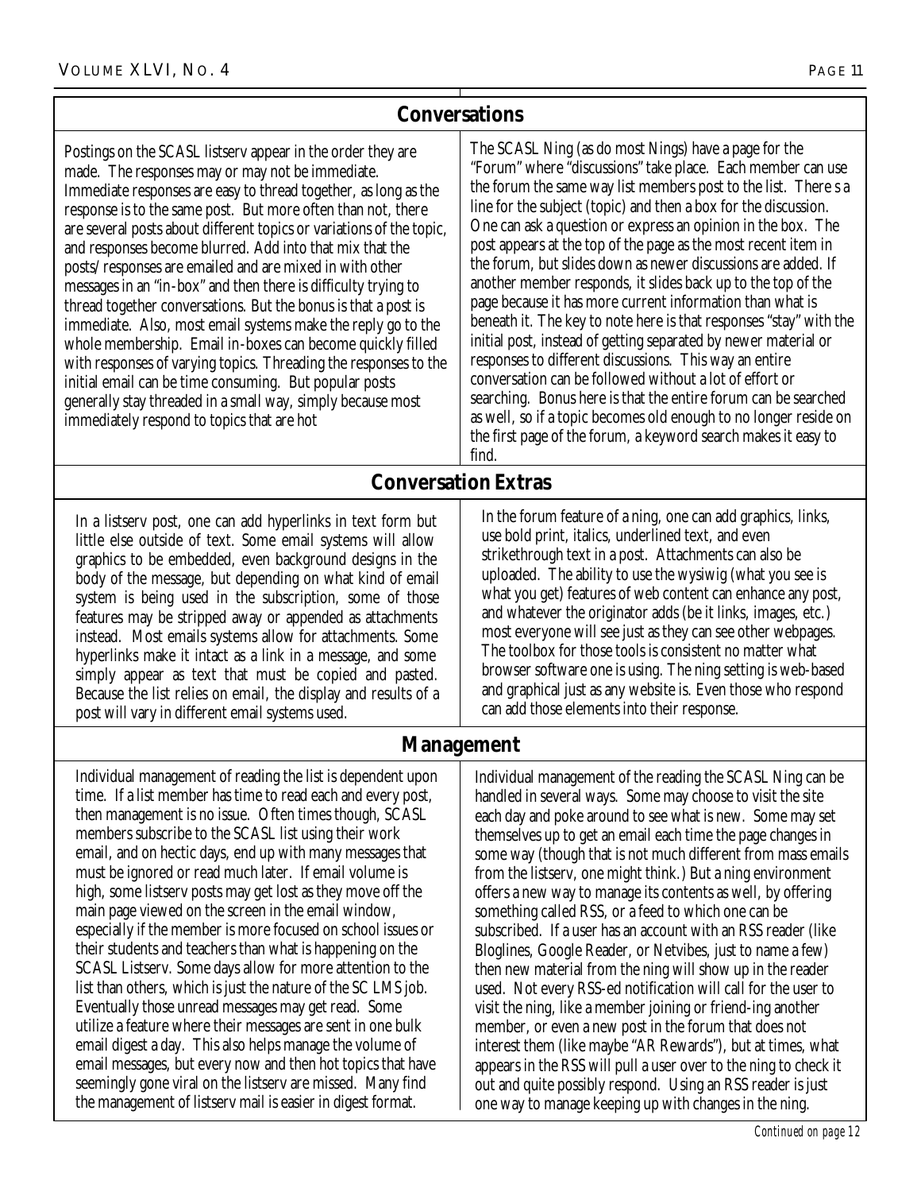## Conversations

Postings on the SCASL listserv appear in the order they are made. The responses may or may not be immediate. Immediate responses are easy to thread together, as long as the response is to the same post. But more often than not, there are several posts about different topics or variations of the topic, and responses become blurred. Add into that mix that the posts/responses are emailed and are mixed in with other messages in an "in-box" and then there is difficulty trying to thread together conversations. But the bonus is that a post is immediate. Also, most email systems make the reply go to the whole membership. Email in-boxes can become quickly filled with responses of varying topics. Threading the responses to the initial email can be time consuming. But popular posts generally stay threaded in a small way, simply because most immediately respond to topics that are hot

The SCASL Ning (as do most Nings) have a page for the "Forum" where "discussions" take place. Each member can use the forum the same way list members post to the list. There s a line for the subject (topic) and then a box for the discussion. One can ask a question or express an opinion in the box. The post appears at the top of the page as the most recent item in the forum, but slides down as newer discussions are added. If another member responds, it slides back up to the top of the page because it has more current information than what is beneath it. The key to note here is that responses "stay" with the initial post, instead of getting separated by newer material or responses to different discussions. This way an entire conversation can be followed without a lot of effort or searching. Bonus here is that the entire forum can be searched as well, so if a topic becomes old enough to no longer reside on the first page of the forum, a keyword search makes it easy to find.

## Conversation Extras

In a listserv post, one can add hyperlinks in text form but little else outside of text. Some email systems will allow graphics to be embedded, even background designs in the body of the message, but depending on what kind of email system is being used in the subscription, some of those features may be stripped away or appended as attachments instead. Most emails systems allow for attachments. Some hyperlinks make it intact as a link in a message, and some simply appear as text that must be copied and pasted. Because the list relies on email, the display and results of a post will vary in different email systems used.

In the forum feature of a ning, one can add graphics, links, use bold print, italics, underlined text, and even strikethrough text in a post. Attachments can also be uploaded. The ability to use the wysiwig (what you see is what you get) features of web content can enhance any post, and whatever the originator adds (be it links, images, etc.) most everyone will see just as they can see other webpages. The toolbox for those tools is consistent no matter what browser software one is using. The ning setting is web-based and graphical just as any website is. Even those who respond can add those elements into their response.

## Management

Individual management of reading the list is dependent upon time. If a list member has time to read each and every post, then management is no issue. Often times though, SCASL members subscribe to the SCASL list using their work email, and on hectic days, end up with many messages that must be ignored or read much later. If email volume is high, some listserv posts may get lost as they move off the main page viewed on the screen in the email window, especially if the member is more focused on school issues or their students and teachers than what is happening on the SCASL Listserv. Some days allow for more attention to the list than others, which is just the nature of the SC LMS job. Eventually those unread messages may get read. Some utilize a feature where their messages are sent in one bulk email digest a day. This also helps manage the volume of email messages, but every now and then hot topics that have seemingly gone viral on the listserv are missed. Many find the management of listserv mail is easier in digest format.

Individual management of the reading the SCASL Ning can be handled in several ways. Some may choose to visit the site each day and poke around to see what is new. Some may set themselves up to get an email each time the page changes in some way (though that is not much different from mass emails from the listserv, one might think.) But a ning environment offers a new way to manage its contents as well, by offering something called RSS, or a feed to which one can be subscribed. If a user has an account with an RSS reader (like Bloglines, Google Reader, or Netvibes, just to name a few) then new material from the ning will show up in the reader used. Not every RSS-ed notification will call for the user to visit the ning, like a member joining or friend-ing another member, or even a new post in the forum that does not interest them (like maybe "AR Rewards"), but at times, what appears in the RSS will pull a user over to the ning to check it out and quite possibly respond. Using an RSS reader is just one way to manage keeping up with changes in the ning.

*Continued on page 12*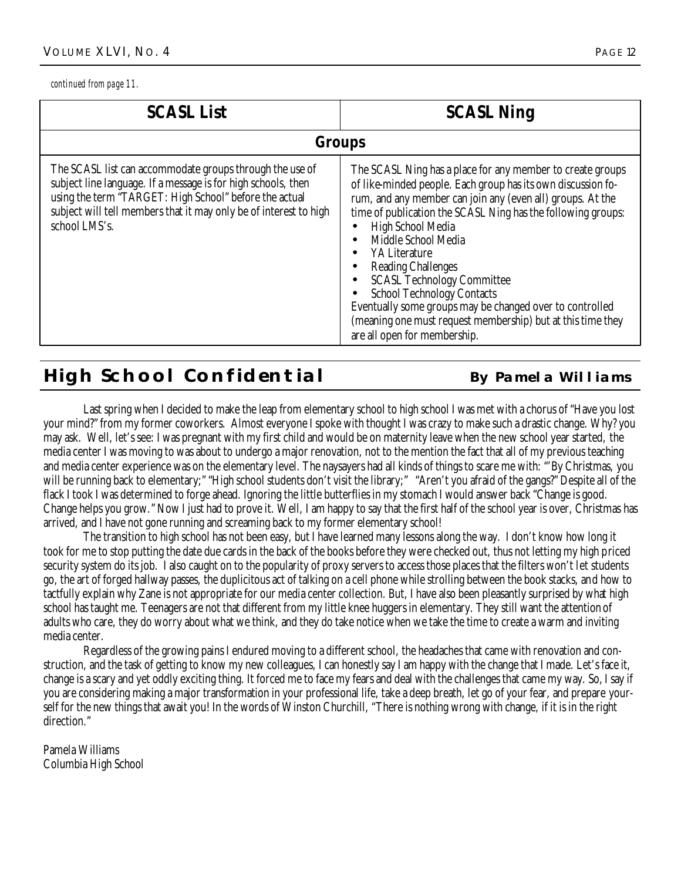*continued from page 11.*

| SCASL List | SCASL Ning |
|---|---|
| **Groups** | |
| The SCASL list can accommodate groups through the use of subject line language. If a message is for high schools, then using the term "TARGET: High School" before the actual subject will tell members that it may only be of interest to high school LMS's. | The SCASL Ning has a place for any member to create groups of like-minded people. Each group has its own discussion forum, and any member can join any (even all) groups. At the time of publication the SCASL Ning has the following groups:<br>• High School Media<br>• Middle School Media<br>• YA Literature<br>• Reading Challenges<br>• SCASL Technology Committee<br>• School Technology Contacts<br>Eventually some groups may be changed over to controlled (meaning one must request membership) but at this time they are all open for membership. |

## High School Confidential

**By Pamela Williams**

Last spring when I decided to make the leap from elementary school to high school I was met with a chorus of "Have you lost your mind?" from my former coworkers. Almost everyone I spoke with thought I was crazy to make such a drastic change. Why? you may ask. Well, let's see: I was pregnant with my first child and would be on maternity leave when the new school year started, the media center I was moving to was about to undergo a major renovation, not to the mention the fact that all of my previous teaching and media center experience was on the elementary level. The naysayers had all kinds of things to scare me with: "'By Christmas, you will be running back to elementary;" "High school students don't visit the library;" "Aren't you afraid of the gangs?" Despite all of the flack I took I was determined to forge ahead. Ignoring the little butterflies in my stomach I would answer back "Change is good. Change helps you grow." Now I just had to prove it. Well, I am happy to say that the first half of the school year is over, Christmas has arrived, and I have not gone running and screaming back to my former elementary school!

The transition to high school has not been easy, but I have learned many lessons along the way. I don't know how long it took for me to stop putting the date due cards in the back of the books before they were checked out, thus not letting my high priced security system do its job. I also caught on to the popularity of proxy servers to access those places that the filters won't let students go, the art of forged hallway passes, the duplicitous act of talking on a cell phone while strolling between the book stacks, and how to tactfully explain why Zane is not appropriate for our media center collection. But, I have also been pleasantly surprised by what high school has taught me. Teenagers are not that different from my little knee huggers in elementary. They still want the attention of adults who care, they do worry about what we think, and they do take notice when we take the time to create a warm and inviting media center.

Regardless of the growing pains I endured moving to a different school, the headaches that came with renovation and construction, and the task of getting to know my new colleagues, I can honestly say I am happy with the change that I made. Let's face it, change is a scary and yet oddly exciting thing. It forced me to face my fears and deal with the challenges that came my way. So, I say if you are considering making a major transformation in your professional life, take a deep breath, let go of your fear, and prepare yourself for the new things that await you! In the words of Winston Churchill, "There is nothing wrong with change, if it is in the right direction."

Pamela Williams
Columbia High School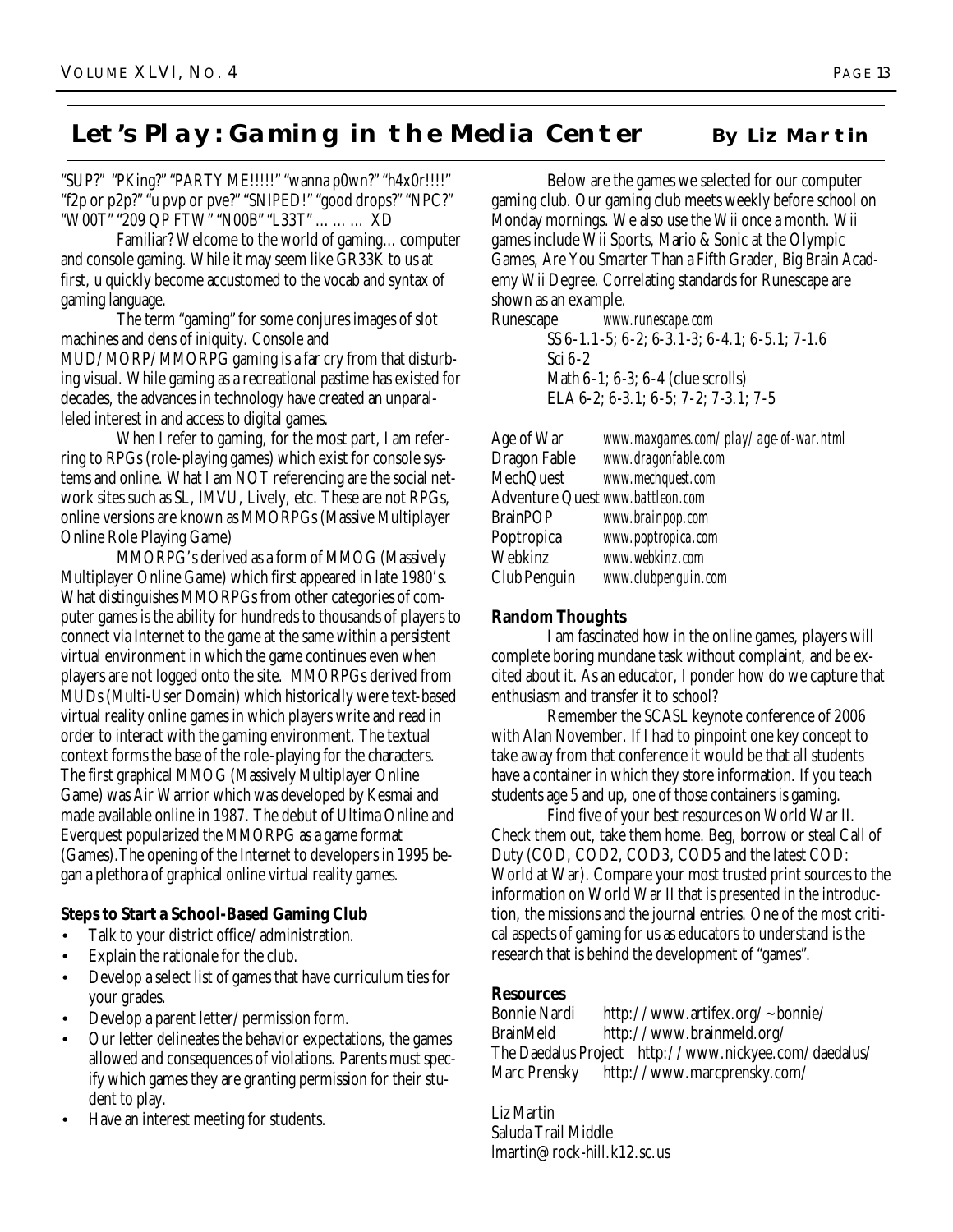## Let's Play: Gaming in the Media Center

**By Liz Martin**

"SUP?" "PKing?" "PARTY ME!!!!!" "wanna p0wn?" "h4x0r!!!!" "f2p or p2p?" "u pvp or pve?" "SNIPED!" "good drops?" "NPC?" "W00T" "209 QP FTW" "N00B" "L33T" ……… XD

Familiar? Welcome to the world of gaming… computer and console gaming. While it may seem like GR33K to us at first, u quickly become accustomed to the vocab and syntax of gaming language.

The term "gaming" for some conjures images of slot machines and dens of iniquity. Console and MUD/MORP/MMORPG gaming is a far cry from that disturbing visual. While gaming as a recreational pastime has existed for decades, the advances in technology have created an unparalleled interest in and access to digital games.

When I refer to gaming, for the most part, I am referring to RPGs (role-playing games) which exist for console systems and online. What I am NOT referencing are the social network sites such as SL, IMVU, Lively, etc. These are not RPGs, online versions are known as MMORPGs (Massive Multiplayer Online Role Playing Game)

MMORPG's derived as a form of MMOG (Massively Multiplayer Online Game) which first appeared in late 1980's. What distinguishes MMORPGs from other categories of computer games is the ability for hundreds to thousands of players to connect via Internet to the game at the same within a persistent virtual environment in which the game continues even when players are not logged onto the site. MMORPGs derived from MUDs (Multi-User Domain) which historically were text-based virtual reality online games in which players write and read in order to interact with the gaming environment. The textual context forms the base of the role-playing for the characters. The first graphical MMOG (Massively Multiplayer Online Game) was Air Warrior which was developed by Kesmai and made available online in 1987. The debut of Ultima Online and Everquest popularized the MMORPG as a game format (Games).The opening of the Internet to developers in 1995 began a plethora of graphical online virtual reality games.

**Steps to Start a School-Based Gaming Club**

- Talk to your district office/administration.
- Explain the rationale for the club.
- Develop a select list of games that have curriculum ties for your grades.
- Develop a parent letter/permission form.
- Our letter delineates the behavior expectations, the games allowed and consequences of violations. Parents must specify which games they are granting permission for their student to play.
- Have an interest meeting for students.

Below are the games we selected for our computer gaming club. Our gaming club meets weekly before school on Monday mornings. We also use the Wii once a month. Wii games include Wii Sports, Mario & Sonic at the Olympic Games, Are You Smarter Than a Fifth Grader, Big Brain Academy Wii Degree. Correlating standards for Runescape are shown as an example.

Runescape *www.runescape.com*
SS 6-1.1-5; 6-2; 6-3.1-3; 6-4.1; 6-5.1; 7-1.6
Sci 6-2
Math 6-1; 6-3; 6-4 (clue scrolls)
ELA 6-2; 6-3.1; 6-5; 7-2; 7-3.1; 7-5

| | |
|---|---|
| Age of War | *www.maxgames.com/play/age-of-war.html* |
| Dragon Fable | *www.dragonfable.com* |
| MechQuest | *www.mechquest.com* |
| Adventure Quest | *www.battleon.com* |
| BrainPOP | *www.brainpop.com* |
| Poptropica | *www.poptropica.com* |
| Webkinz | *www.webkinz.com* |
| Club Penguin | *www.clubpenguin.com* |

**Random Thoughts**

I am fascinated how in the online games, players will complete boring mundane task without complaint, and be excited about it. As an educator, I ponder how do we capture that enthusiasm and transfer it to school?

Remember the SCASL keynote conference of 2006 with Alan November. If I had to pinpoint one key concept to take away from that conference it would be that all students have a container in which they store information. If you teach students age 5 and up, one of those containers is gaming.

Find five of your best resources on World War II. Check them out, take them home. Beg, borrow or steal Call of Duty (COD, COD2, COD3, COD5 and the latest COD: World at War). Compare your most trusted print sources to the information on World War II that is presented in the introduction, the missions and the journal entries. One of the most critical aspects of gaming for us as educators to understand is the research that is behind the development of "games".

**Resources**

| | |
|---|---|
| Bonnie Nardi | http://www.artifex.org/~bonnie/ |
| BrainMeld | http://www.brainmeld.org/ |
| The Daedalus Project | http://www.nickyee.com/daedalus/ |
| Marc Prensky | http://www.marcprensky.com/ |

Liz Martin
Saluda Trail Middle
lmartin@rock-hill.k12.sc.us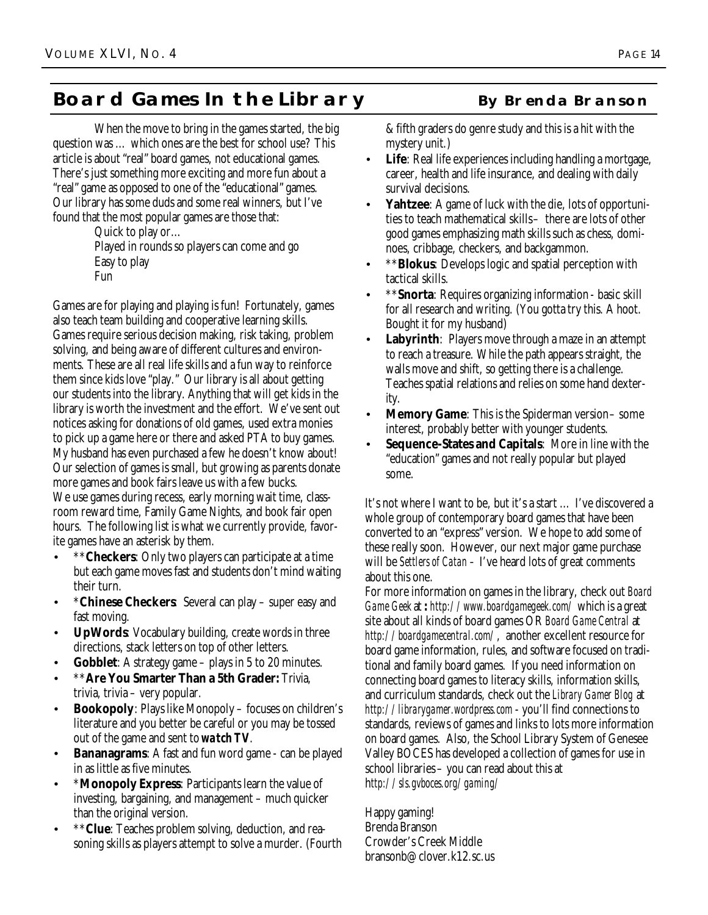## Board Games In the Library

**By Brenda Branson**

When the move to bring in the games started, the big question was … which ones are the best for school use? This article is about "real" board games, not educational games. There's just something more exciting and more fun about a "real" game as opposed to one of the "educational" games. Our library has some duds and some real winners, but I've found that the most popular games are those that:

Quick to play or…
Played in rounds so players can come and go
Easy to play
Fun

Games are for playing and playing is fun! Fortunately, games also teach team building and cooperative learning skills. Games require serious decision making, risk taking, problem solving, and being aware of different cultures and environments. These are all real life skills and a fun way to reinforce them since kids love "play." Our library is all about getting our students into the library. Anything that will get kids in the library is worth the investment and the effort. We've sent out notices asking for donations of old games, used extra monies to pick up a game here or there and asked PTA to buy games. My husband has even purchased a few he doesn't know about! Our selection of games is small, but growing as parents donate more games and book fairs leave us with a few bucks.
We use games during recess, early morning wait time, classroom reward time, Family Game Nights, and book fair open hours. The following list is what we currently provide, favorite games have an asterisk by them.

- **Checkers**: Only two players can participate at a time but each game moves fast and students don't mind waiting their turn.
- ***Chinese Checkers**: Several can play – super easy and fast moving.
- **UpWords**: Vocabulary building, create words in three directions, stack letters on top of other letters.
- **Gobblet**: A strategy game – plays in 5 to 20 minutes.
- ****Are You Smarter Than a 5th Grader:** Trivia, trivia, trivia – very popular.
- **Bookopoly**: Plays like Monopoly – focuses on children's literature and you better be careful or you may be tossed out of the game and sent to ***watch TV***.
- **Bananagrams**: A fast and fun word game - can be played in as little as five minutes.
- ***Monopoly Express**: Participants learn the value of investing, bargaining, and management – much quicker than the original version.
- ****Clue**: Teaches problem solving, deduction, and reasoning skills as players attempt to solve a murder. (Fourth & fifth graders do genre study and this is a hit with the mystery unit.)
- **Life**: Real life experiences including handling a mortgage, career, health and life insurance, and dealing with daily survival decisions.
- **Yahtzee**: A game of luck with the die, lots of opportunities to teach mathematical skills – there are lots of other good games emphasizing math skills such as chess, dominoes, cribbage, checkers, and backgammon.
- ****Blokus**: Develops logic and spatial perception with tactical skills.
- ****Snorta**: Requires organizing information - basic skill for all research and writing. (You gotta try this. A hoot. Bought it for my husband)
- **Labyrinth**: Players move through a maze in an attempt to reach a treasure. While the path appears straight, the walls move and shift, so getting there is a challenge. Teaches spatial relations and relies on some hand dexterity.
- **Memory Game**: This is the Spiderman version – some interest, probably better with younger students.
- **Sequence-States and Capitals**: More in line with the "education" games and not really popular but played some.

It's not where I want to be, but it's a start … I've discovered a whole group of contemporary board games that have been converted to an "express" version. We hope to add some of these really soon. However, our next major game purchase will be *Settlers of Catan* – I've heard lots of great comments about this one.
For more information on games in the library, check out *Board Game Geek* **at :** *http://www.boardgamegeek.com/* which is a great site about all kinds of board games OR *Board Game Central* at *http://boardgamecentral.com/*, another excellent resource for board game information, rules, and software focused on traditional and family board games. If you need information on connecting board games to literacy skills, information skills, and curriculum standards, check out the *Library Gamer Blog* at *http://librarygamer.wordpress.com* - you'll find connections to standards, reviews of games and links to lots more information on board games. Also, the School Library System of Genesee Valley BOCES has developed a collection of games for use in school libraries – you can read about this at http://*sls.gvboces.org/gaming/*

Happy gaming!
Brenda Branson
Crowder's Creek Middle
bransonb@clover.k12.sc.us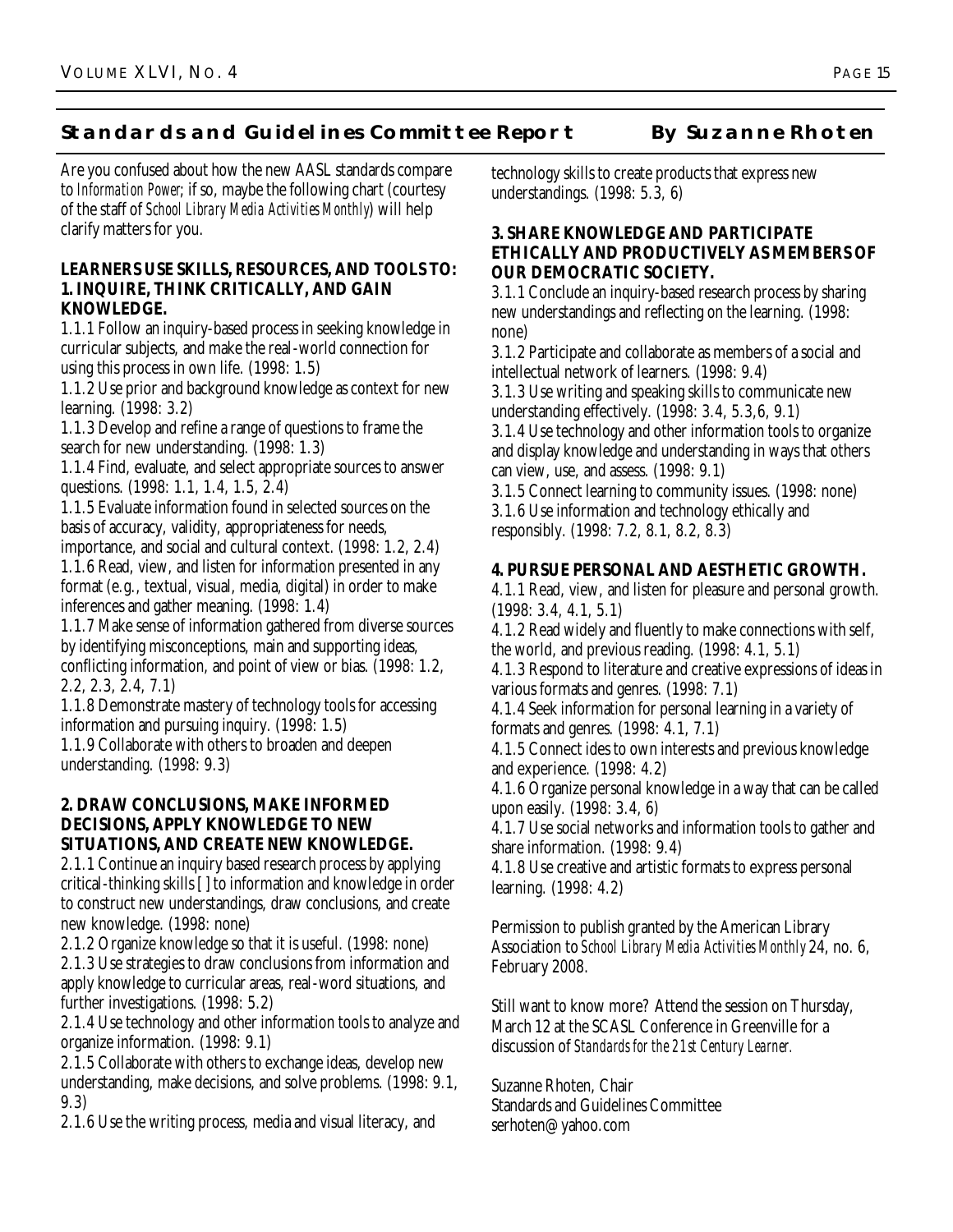## Standards and Guidelines Committee Report

**By Suzanne Rhoten**

Are you confused about how the new AASL standards compare to *Information Power*; if so, maybe the following chart (courtesy of the staff of *School Library Media Activities Monthly*) will help clarify matters for you.

**LEARNERS USE SKILLS, RESOURCES, AND TOOLS TO:**
**1. INQUIRE, THINK CRITICALLY, AND GAIN KNOWLEDGE.**

1.1.1 Follow an inquiry-based process in seeking knowledge in curricular subjects, and make the real-world connection for using this process in own life. (1998: 1.5)
1.1.2 Use prior and background knowledge as context for new learning. (1998: 3.2)
1.1.3 Develop and refine a range of questions to frame the search for new understanding. (1998: 1.3)
1.1.4 Find, evaluate, and select appropriate sources to answer questions. (1998: 1.1, 1.4, 1.5, 2.4)
1.1.5 Evaluate information found in selected sources on the basis of accuracy, validity, appropriateness for needs, importance, and social and cultural context. (1998: 1.2, 2.4)
1.1.6 Read, view, and listen for information presented in any format (e.g., textual, visual, media, digital) in order to make inferences and gather meaning. (1998: 1.4)
1.1.7 Make sense of information gathered from diverse sources by identifying misconceptions, main and supporting ideas, conflicting information, and point of view or bias. (1998: 1.2, 2.2, 2.3, 2.4, 7.1)
1.1.8 Demonstrate mastery of technology tools for accessing information and pursuing inquiry. (1998: 1.5)
1.1.9 Collaborate with others to broaden and deepen understanding. (1998: 9.3)

**2. DRAW CONCLUSIONS, MAKE INFORMED DECISIONS, APPLY KNOWLEDGE TO NEW SITUATIONS, AND CREATE NEW KNOWLEDGE.**

2.1.1 Continue an inquiry based research process by applying critical-thinking skills [ ] to information and knowledge in order to construct new understandings, draw conclusions, and create new knowledge. (1998: none)
2.1.2 Organize knowledge so that it is useful. (1998: none)
2.1.3 Use strategies to draw conclusions from information and apply knowledge to curricular areas, real-word situations, and further investigations. (1998: 5.2)
2.1.4 Use technology and other information tools to analyze and organize information. (1998: 9.1)
2.1.5 Collaborate with others to exchange ideas, develop new understanding, make decisions, and solve problems. (1998: 9.1, 9.3)
2.1.6 Use the writing process, media and visual literacy, and technology skills to create products that express new understandings. (1998: 5.3, 6)

**3. SHARE KNOWLEDGE AND PARTICIPATE ETHICALLY AND PRODUCTIVELY AS MEMBERS OF OUR DEMOCRATIC SOCIETY.**

3.1.1 Conclude an inquiry-based research process by sharing new understandings and reflecting on the learning. (1998: none)
3.1.2 Participate and collaborate as members of a social and intellectual network of learners. (1998: 9.4)
3.1.3 Use writing and speaking skills to communicate new understanding effectively. (1998: 3.4, 5.3,6, 9.1)
3.1.4 Use technology and other information tools to organize and display knowledge and understanding in ways that others can view, use, and assess. (1998: 9.1)
3.1.5 Connect learning to community issues. (1998: none)
3.1.6 Use information and technology ethically and responsibly. (1998: 7.2, 8.1, 8.2, 8.3)

**4. PURSUE PERSONAL AND AESTHETIC GROWTH.**

4.1.1 Read, view, and listen for pleasure and personal growth. (1998: 3.4, 4.1, 5.1)
4.1.2 Read widely and fluently to make connections with self, the world, and previous reading. (1998: 4.1, 5.1)
4.1.3 Respond to literature and creative expressions of ideas in various formats and genres. (1998: 7.1)
4.1.4 Seek information for personal learning in a variety of formats and genres. (1998: 4.1, 7.1)
4.1.5 Connect ides to own interests and previous knowledge and experience. (1998: 4.2)
4.1.6 Organize personal knowledge in a way that can be called upon easily. (1998: 3.4, 6)
4.1.7 Use social networks and information tools to gather and share information. (1998: 9.4)
4.1.8 Use creative and artistic formats to express personal learning. (1998: 4.2)

Permission to publish granted by the American Library Association to *School Library Media Activities Monthly* 24, no. 6, February 2008.

Still want to know more? Attend the session on Thursday, March 12 at the SCASL Conference in Greenville for a discussion of *Standards for the 21st Century Learner.*

Suzanne Rhoten, Chair
Standards and Guidelines Committee
serhoten@yahoo.com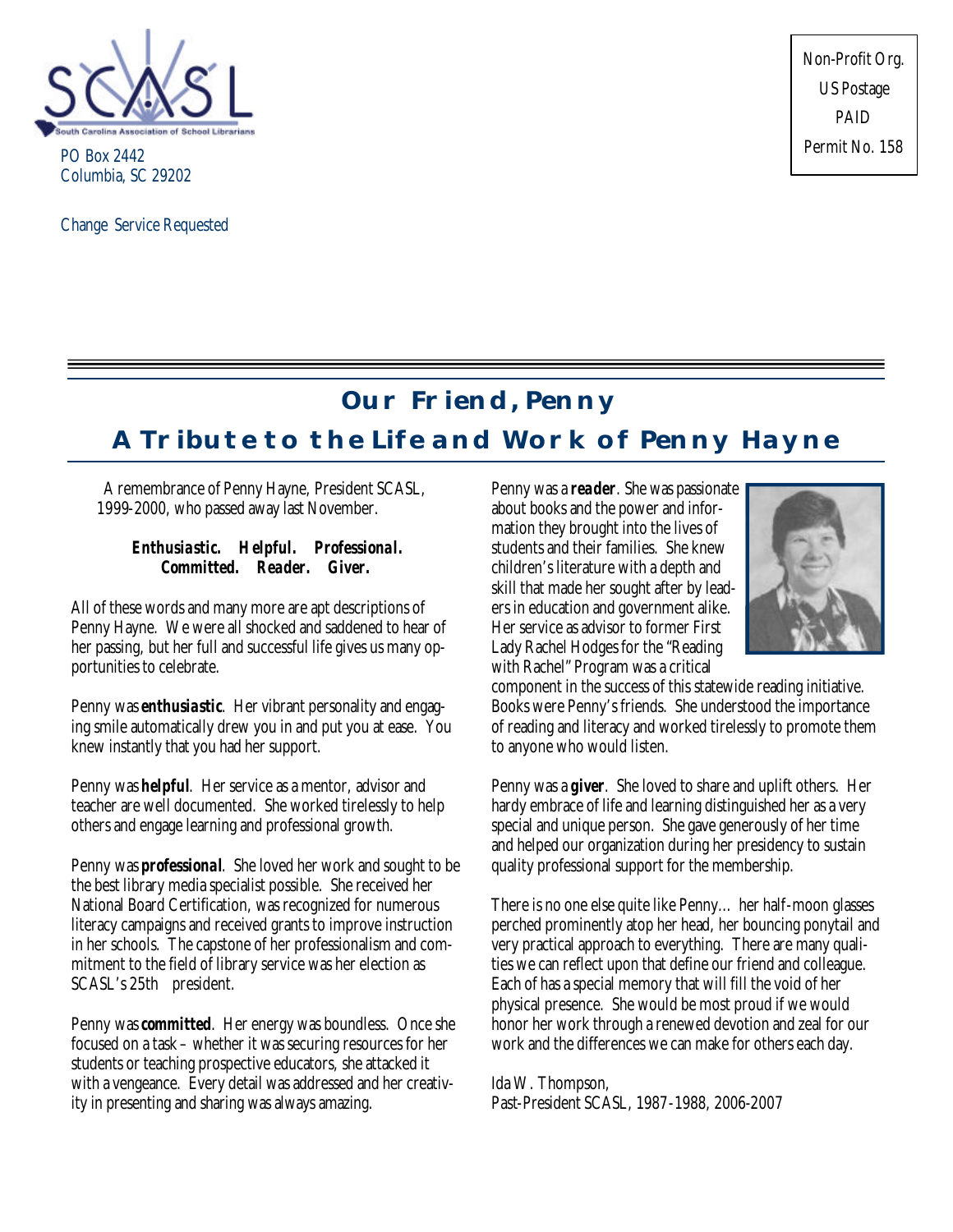South Carolina Association of School Librarians

PO Box 2442
Columbia, SC 29202

Change Service Requested

Non-Profit Org.
US Postage
PAID
Permit No. 158

# Our Friend, Penny

## A Tribute to the Life and Work of Penny Hayne

A remembrance of Penny Hayne, President SCASL, 1999-2000, who passed away last November.

***Enthusiastic. Helpful. Professional. Committed. Reader. Giver.***

All of these words and many more are apt descriptions of Penny Hayne. We were all shocked and saddened to hear of her passing, but her full and successful life gives us many opportunities to celebrate.

Penny was ***enthusiastic***. Her vibrant personality and engaging smile automatically drew you in and put you at ease. You knew instantly that you had her support.

Penny was ***helpful***. Her service as a mentor, advisor and teacher are well documented. She worked tirelessly to help others and engage learning and professional growth.

Penny was ***professional***. She loved her work and sought to be the best library media specialist possible. She received her National Board Certification, was recognized for numerous literacy campaigns and received grants to improve instruction in her schools. The capstone of her professionalism and commitment to the field of library service was her election as SCASL's 25th president.

Penny was ***committed***. Her energy was boundless. Once she focused on a task – whether it was securing resources for her students or teaching prospective educators, she attacked it with a vengeance. Every detail was addressed and her creativity in presenting and sharing was always amazing.

Penny was a ***reader***. She was passionate about books and the power and information they brought into the lives of students and their families. She knew children's literature with a depth and skill that made her sought after by leaders in education and government alike. Her service as advisor to former First Lady Rachel Hodges for the "Reading with Rachel" Program was a critical component in the success of this statewide reading initiative. Books were Penny's friends. She understood the importance of reading and literacy and worked tirelessly to promote them to anyone who would listen.

Penny was a ***giver***. She loved to share and uplift others. Her hardy embrace of life and learning distinguished her as a very special and unique person. She gave generously of her time and helped our organization during her presidency to sustain quality professional support for the membership.

There is no one else quite like Penny… her half-moon glasses perched prominently atop her head, her bouncing ponytail and very practical approach to everything. There are many qualities we can reflect upon that define our friend and colleague. Each of has a special memory that will fill the void of her physical presence. She would be most proud if we would honor her work through a renewed devotion and zeal for our work and the differences we can make for others each day.

Ida W. Thompson,
Past-President SCASL, 1987-1988, 2006-2007